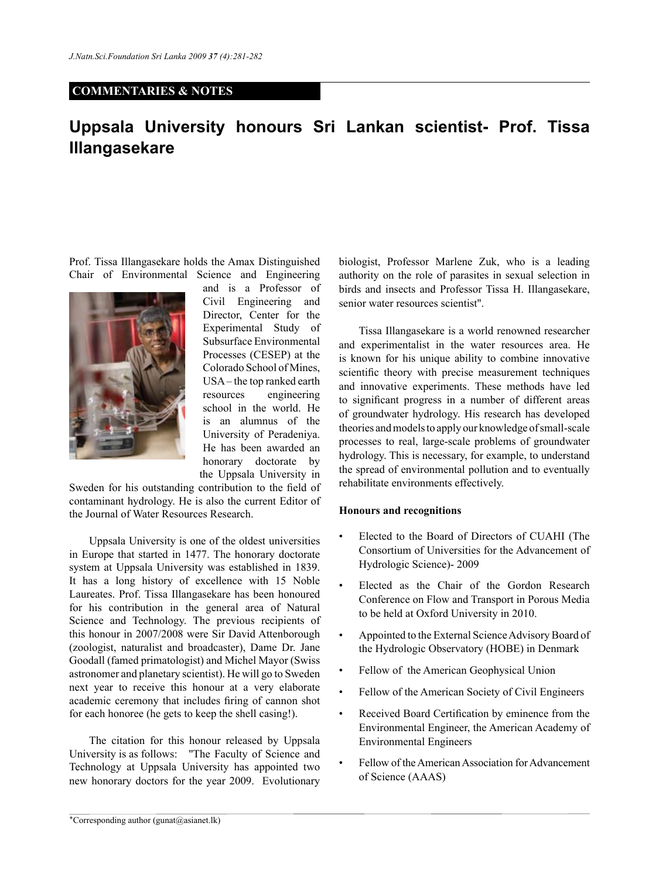**COMMENTARIES & NOTES**

# Uppsala University honours Sri Lankan scientist- Prof. Tissa Illangasekare

Prof. Tissa Illangasekare holds the Amax Distinguished Chair of Environmental Science and Engineering and is a Professor of Civil Engineering and Director, Center for the Experimental Study of Subsurface Environmental Processes (CESEP) at the Colorado School of Mines, USA – the top ranked earth resources engineering school in the world. He is an alumnus of the University of Peradeniya. He has been awarded an honorary doctorate by the Uppsala University in Sweden for his outstanding contribution to the field of contaminant hydrology. He is also the current Editor of the Journal of Water Resources Research.

Uppsala University is one of the oldest universities in Europe that started in 1477. The honorary doctorate system at Uppsala University was established in 1839. It has a long history of excellence with 15 Noble Laureates. Prof. Tissa Illangasekare has been honoured for his contribution in the general area of Natural Science and Technology. The previous recipients of this honour in 2007/2008 were Sir David Attenborough (zoologist, naturalist and broadcaster), Dame Dr. Jane Goodall (famed primatologist) and Michel Mayor (Swiss astronomer and planetary scientist). He will go to Sweden next year to receive this honour at a very elaborate academic ceremony that includes firing of cannon shot for each honoree (he gets to keep the shell casing!).

The citation for this honour released by Uppsala University is as follows: "The Faculty of Science and Technology at Uppsala University has appointed two new honorary doctors for the year 2009. Evolutionary biologist, Professor Marlene Zuk, who is a leading authority on the role of parasites in sexual selection in birds and insects and Professor Tissa H. Illangasekare, senior water resources scientist".

Tissa Illangasekare is a world renowned researcher and experimentalist in the water resources area. He is known for his unique ability to combine innovative scientific theory with precise measurement techniques and innovative experiments. These methods have led to significant progress in a number of different areas of groundwater hydrology. His research has developed theories and models to apply our knowledge of small-scale processes to real, large-scale problems of groundwater hydrology. This is necessary, for example, to understand the spread of environmental pollution and to eventually rehabilitate environments effectively.

**Honours and recognitions**

- Elected to the Board of Directors of CUAHI (The Consortium of Universities for the Advancement of Hydrologic Science)- 2009
- Elected as the Chair of the Gordon Research Conference on Flow and Transport in Porous Media to be held at Oxford University in 2010.
- Appointed to the External Science Advisory Board of the Hydrologic Observatory (HOBE) in Denmark
- Fellow of the American Geophysical Union
- Fellow of the American Society of Civil Engineers
- Received Board Certification by eminence from the Environmental Engineer, the American Academy of Environmental Engineers
- Fellow of the American Association for Advancement of Science (AAAS)

*Corresponding author (gunat@asianet.lk)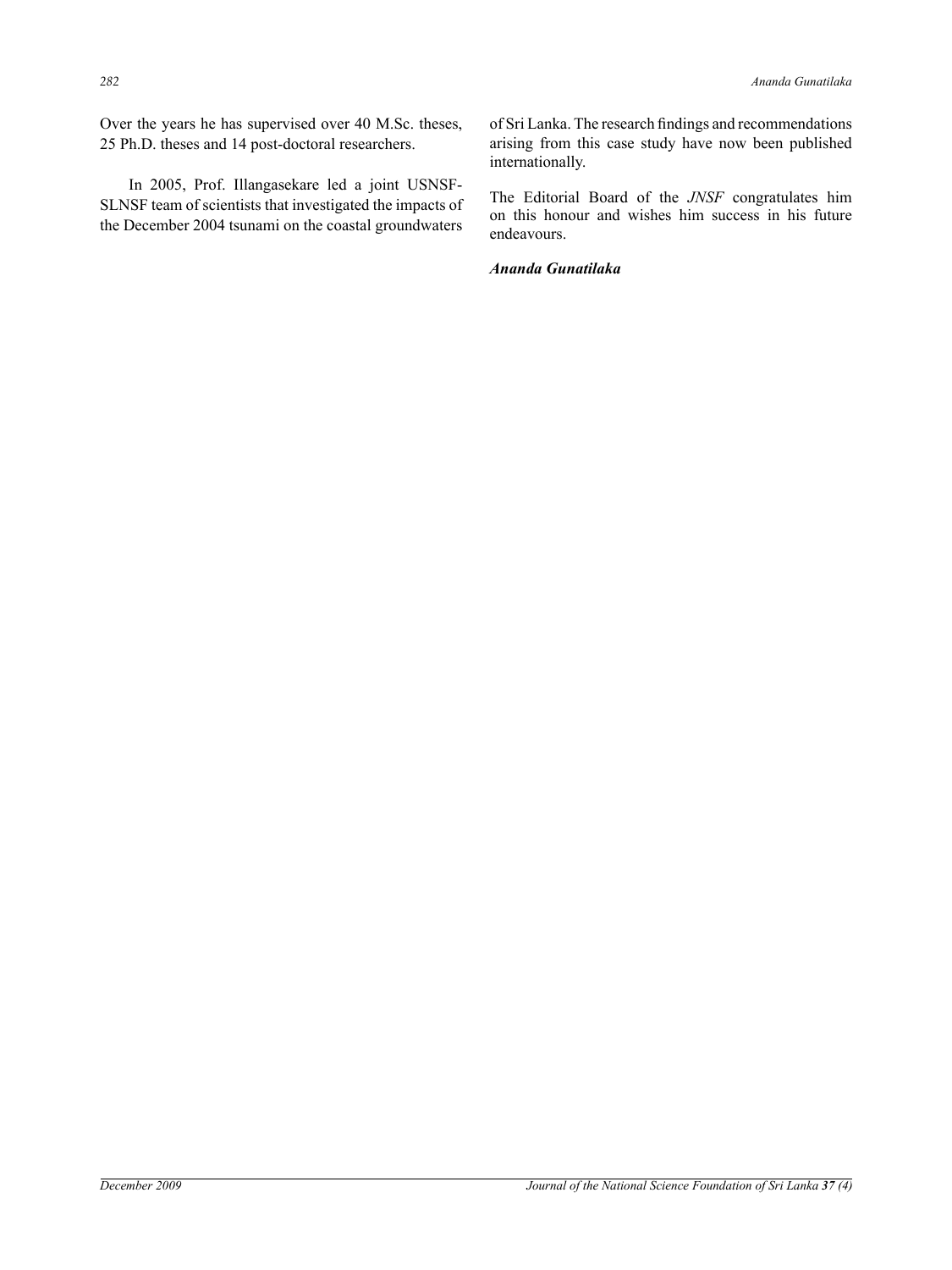Over the years he has supervised over 40 M.Sc. theses, 25 Ph.D. theses and 14 post-doctoral researchers.

In 2005, Prof. Illangasekare led a joint USNSF-SLNSF team of scientists that investigated the impacts of the December 2004 tsunami on the coastal groundwaters of Sri Lanka. The research findings and recommendations arising from this case study have now been published internationally.

The Editorial Board of the *JNSF* congratulates him on this honour and wishes him success in his future endeavours.

***Ananda Gunatilaka***